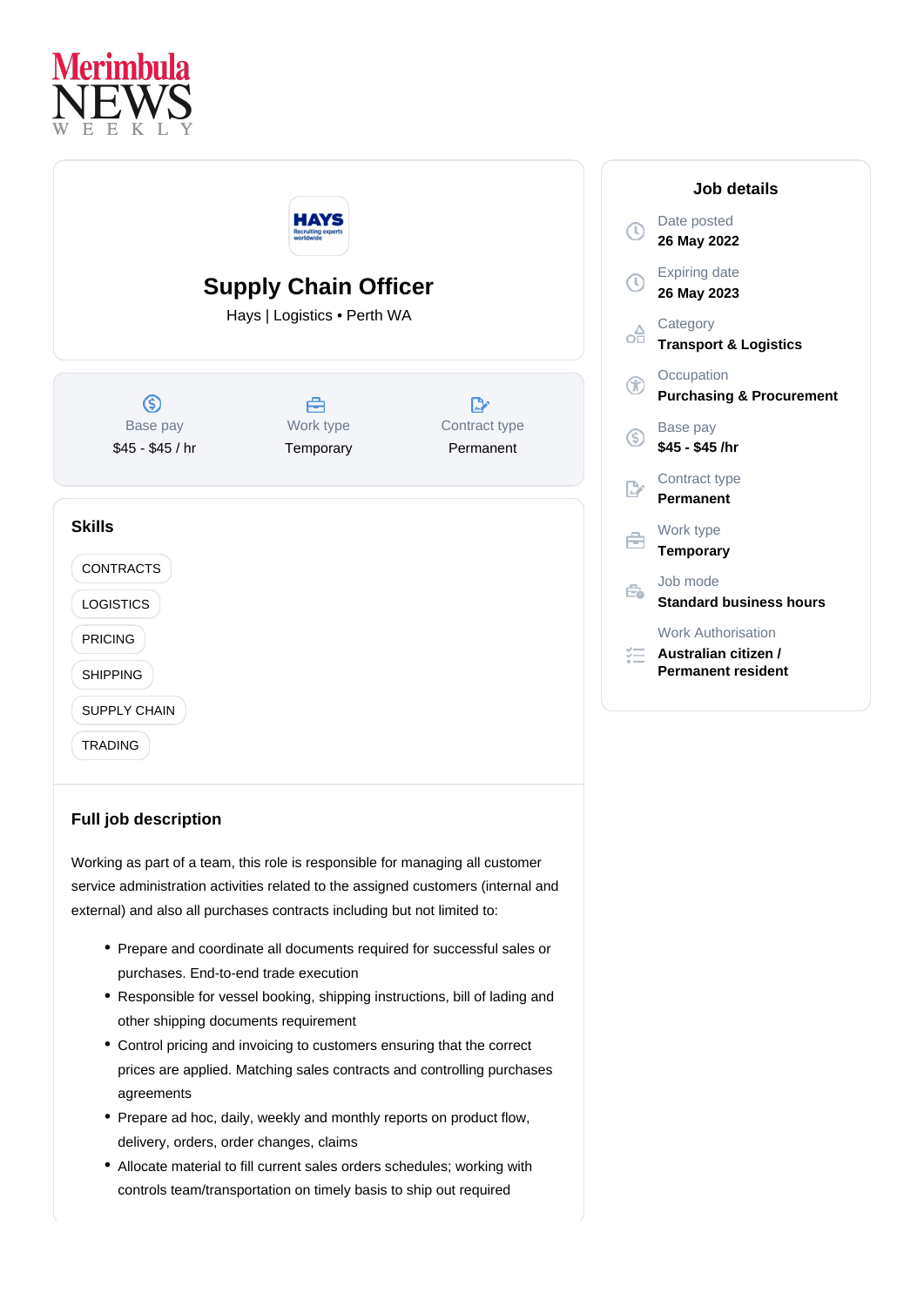Merimbula NEWS WEEKLY

HAYS
Recruiting experts worldwide

# Supply Chain Officer

Hays | Logistics • Perth WA

| Base pay | Work type | Contract type |
|---|---|---|
| $45 - $45 / hr | Temporary | Permanent |

## Skills

- CONTRACTS
- LOGISTICS
- PRICING
- SHIPPING
- SUPPLY CHAIN
- TRADING

## Full job description

Working as part of a team, this role is responsible for managing all customer service administration activities related to the assigned customers (internal and external) and also all purchases contracts including but not limited to:

- Prepare and coordinate all documents required for successful sales or purchases. End-to-end trade execution
- Responsible for vessel booking, shipping instructions, bill of lading and other shipping documents requirement
- Control pricing and invoicing to customers ensuring that the correct prices are applied. Matching sales contracts and controlling purchases agreements
- Prepare ad hoc, daily, weekly and monthly reports on product flow, delivery, orders, order changes, claims
- Allocate material to fill current sales orders schedules; working with controls team/transportation on timely basis to ship out required

## Job details

Date posted
**26 May 2022**

Expiring date
**26 May 2023**

Category
**Transport & Logistics**

Occupation
**Purchasing & Procurement**

Base pay
**$45 - $45 /hr**

Contract type
**Permanent**

Work type
**Temporary**

Job mode
**Standard business hours**

Work Authorisation
**Australian citizen / Permanent resident**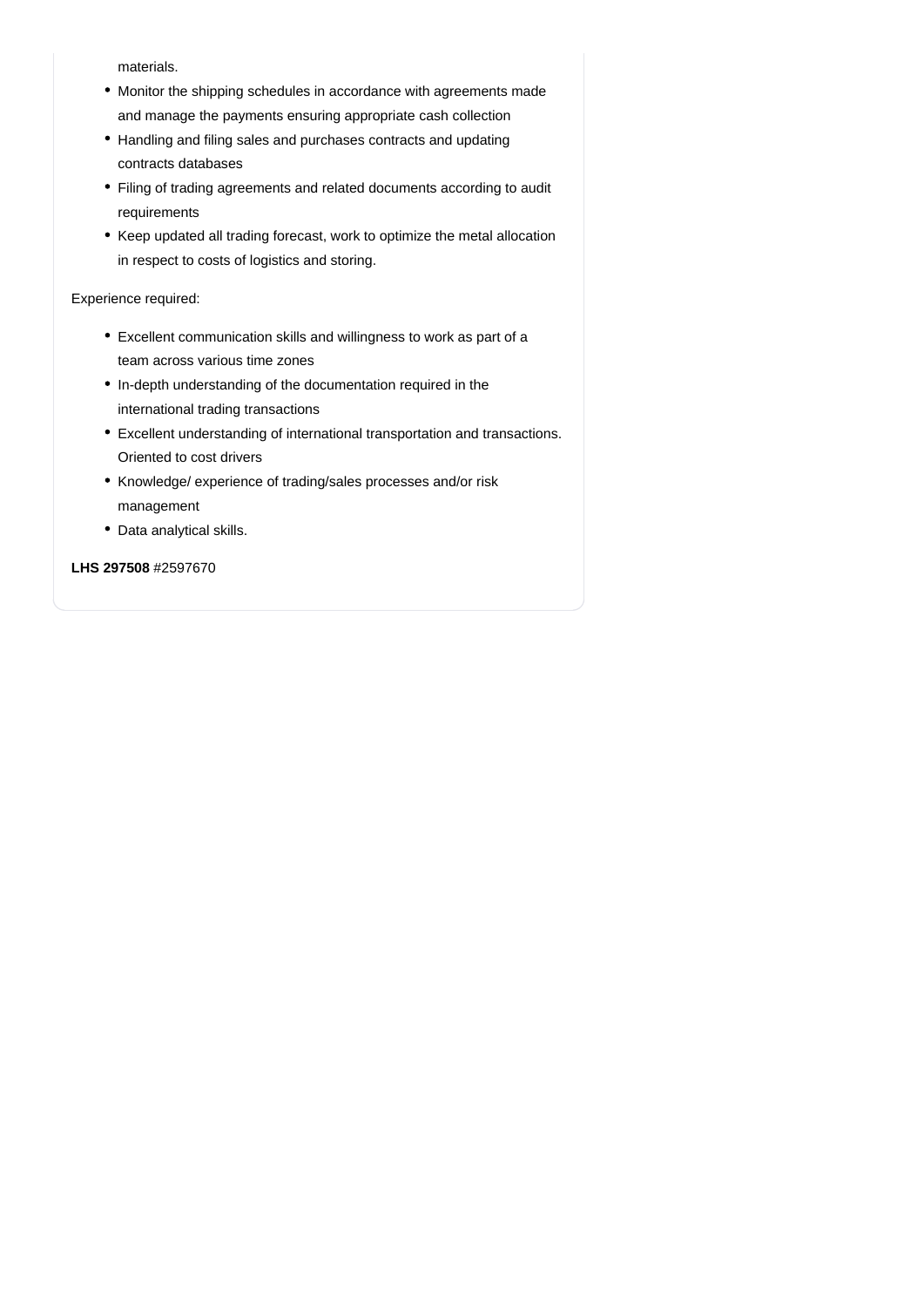materials.

- Monitor the shipping schedules in accordance with agreements made and manage the payments ensuring appropriate cash collection
- Handling and filing sales and purchases contracts and updating contracts databases
- Filing of trading agreements and related documents according to audit requirements
- Keep updated all trading forecast, work to optimize the metal allocation in respect to costs of logistics and storing.

Experience required:

- Excellent communication skills and willingness to work as part of a team across various time zones
- In-depth understanding of the documentation required in the international trading transactions
- Excellent understanding of international transportation and transactions. Oriented to cost drivers
- Knowledge/ experience of trading/sales processes and/or risk management
- Data analytical skills.

**LHS 297508** #2597670